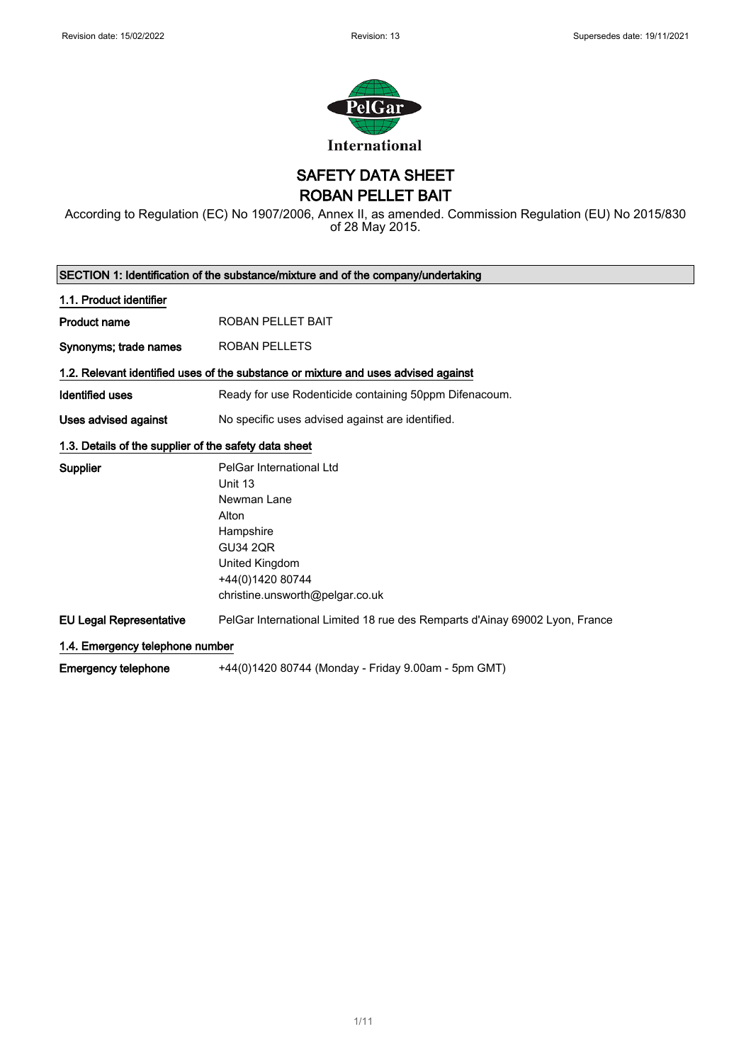Revision date: 15/02/2022 Revision: 13 Supersedes date: 19/11/2021

International

# SAFETY DATA SHEET
# ROBAN PELLET BAIT

According to Regulation (EC) No 1907/2006, Annex II, as amended. Commission Regulation (EU) No 2015/830 of 28 May 2015.

## SECTION 1: Identification of the substance/mixture and of the company/undertaking

### 1.1. Product identifier

| | |
|---|---|
| **Product name** | ROBAN PELLET BAIT |
| **Synonyms; trade names** | ROBAN PELLETS |

### 1.2. Relevant identified uses of the substance or mixture and uses advised against

| | |
|---|---|
| **Identified uses** | Ready for use Rodenticide containing 50ppm Difenacoum. |
| **Uses advised against** | No specific uses advised against are identified. |

### 1.3. Details of the supplier of the safety data sheet

| | |
|---|---|
| **Supplier** | PelGar International Ltd<br>Unit 13<br>Newman Lane<br>Alton<br>Hampshire<br>GU34 2QR<br>United Kingdom<br>+44(0)1420 80744<br>christine.unsworth@pelgar.co.uk |
| **EU Legal Representative** | PelGar International Limited 18 rue des Remparts d'Ainay 69002 Lyon, France |

### 1.4. Emergency telephone number

| | |
|---|---|
| **Emergency telephone** | +44(0)1420 80744 (Monday - Friday 9.00am - 5pm GMT) |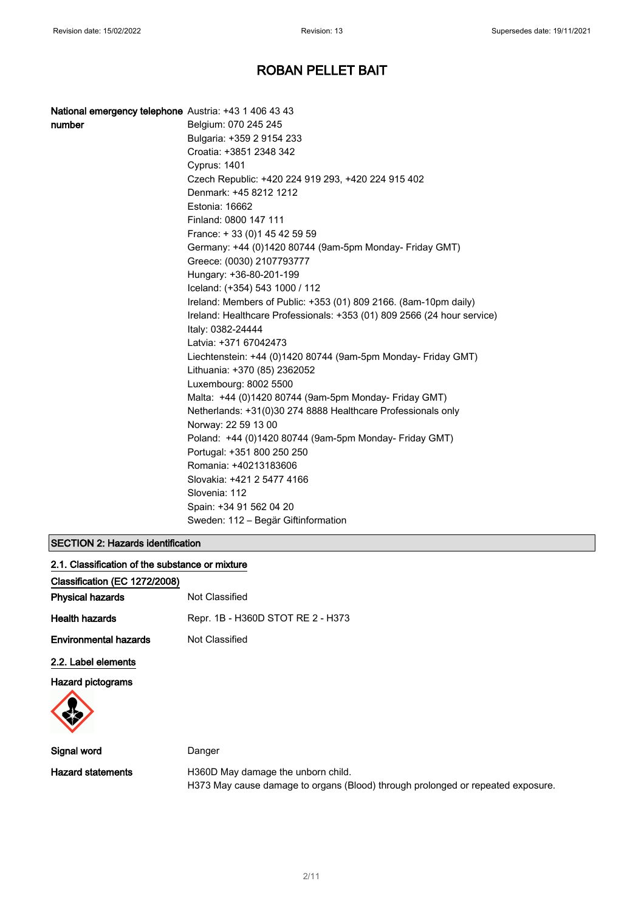# ROBAN PELLET BAIT

**National emergency telephone number**

Austria: +43 1 406 43 43
Belgium: 070 245 245
Bulgaria: +359 2 9154 233
Croatia: +3851 2348 342
Cyprus: 1401
Czech Republic: +420 224 919 293, +420 224 915 402
Denmark: +45 8212 1212
Estonia: 16662
Finland: 0800 147 111
France: + 33 (0)1 45 42 59 59
Germany: +44 (0)1420 80744 (9am-5pm Monday- Friday GMT)
Greece: (0030) 2107793777
Hungary: +36-80-201-199
Iceland: (+354) 543 1000 / 112
Ireland: Members of Public: +353 (01) 809 2166. (8am-10pm daily)
Ireland: Healthcare Professionals: +353 (01) 809 2566 (24 hour service)
Italy: 0382-24444
Latvia: +371 67042473
Liechtenstein: +44 (0)1420 80744 (9am-5pm Monday- Friday GMT)
Lithuania: +370 (85) 2362052
Luxembourg: 8002 5500
Malta: +44 (0)1420 80744 (9am-5pm Monday- Friday GMT)
Netherlands: +31(0)30 274 8888 Healthcare Professionals only
Norway: 22 59 13 00
Poland: +44 (0)1420 80744 (9am-5pm Monday- Friday GMT)
Portugal: +351 800 250 250
Romania: +40213183606
Slovakia: +421 2 5477 4166
Slovenia: 112
Spain: +34 91 562 04 20
Sweden: 112 – Begär Giftinformation

## SECTION 2: Hazards identification

### 2.1. Classification of the substance or mixture

**Classification (EC 1272/2008)**

**Physical hazards** Not Classified

**Health hazards** Repr. 1B - H360D STOT RE 2 - H373

**Environmental hazards** Not Classified

### 2.2. Label elements

**Hazard pictograms**

**Signal word** Danger

**Hazard statements**
H360D May damage the unborn child.
H373 May cause damage to organs (Blood) through prolonged or repeated exposure.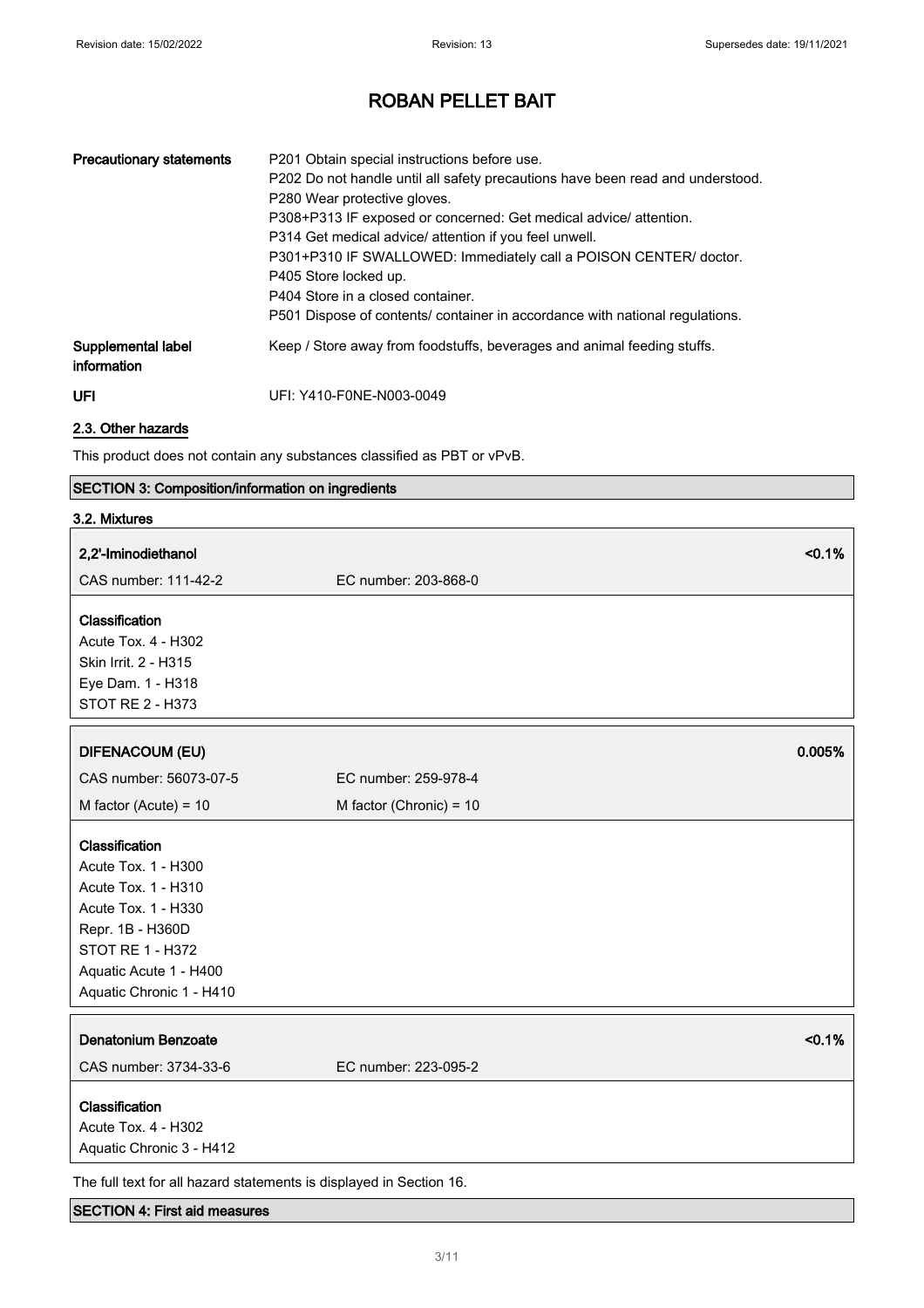# ROBAN PELLET BAIT

| | |
|---|---|
| **Precautionary statements** | P201 Obtain special instructions before use.<br>P202 Do not handle until all safety precautions have been read and understood.<br>P280 Wear protective gloves.<br>P308+P313 IF exposed or concerned: Get medical advice/ attention.<br>P314 Get medical advice/ attention if you feel unwell.<br>P301+P310 IF SWALLOWED: Immediately call a POISON CENTER/ doctor.<br>P405 Store locked up.<br>P404 Store in a closed container.<br>P501 Dispose of contents/ container in accordance with national regulations. |
| **Supplemental label information** | Keep / Store away from foodstuffs, beverages and animal feeding stuffs. |
| **UFI** | UFI: Y410-F0NE-N003-0049 |

## 2.3. Other hazards

This product does not contain any substances classified as PBT or vPvB.

## SECTION 3: Composition/information on ingredients

### 3.2. Mixtures

| **2,2'-Iminodiethanol** | | **<0.1%** |
|---|---|---|
| CAS number: 111-42-2 | EC number: 203-868-0 | |

**Classification**
Acute Tox. 4 - H302
Skin Irrit. 2 - H315
Eye Dam. 1 - H318
STOT RE 2 - H373

| **DIFENACOUM (EU)** | | **0.005%** |
|---|---|---|
| CAS number: 56073-07-5 | EC number: 259-978-4 | |
| M factor (Acute) = 10 | M factor (Chronic) = 10 | |

**Classification**
Acute Tox. 1 - H300
Acute Tox. 1 - H310
Acute Tox. 1 - H330
Repr. 1B - H360D
STOT RE 1 - H372
Aquatic Acute 1 - H400
Aquatic Chronic 1 - H410

| **Denatonium Benzoate** | | **<0.1%** |
|---|---|---|
| CAS number: 3734-33-6 | EC number: 223-095-2 | |

**Classification**
Acute Tox. 4 - H302
Aquatic Chronic 3 - H412

The full text for all hazard statements is displayed in Section 16.

## SECTION 4: First aid measures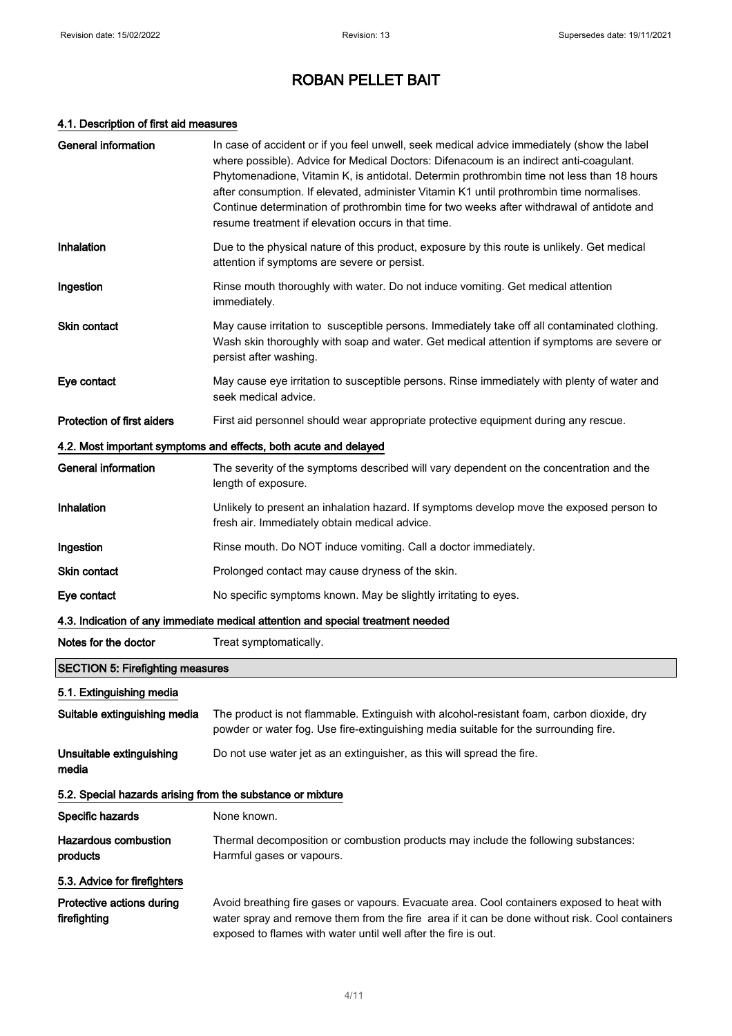# ROBAN PELLET BAIT

### 4.1. Description of first aid measures

| | |
|---|---|
| **General information** | In case of accident or if you feel unwell, seek medical advice immediately (show the label where possible). Advice for Medical Doctors: Difenacoum is an indirect anti-coagulant. Phytomenadione, Vitamin K, is antidotal. Determin prothrombin time not less than 18 hours after consumption. If elevated, administer Vitamin K1 until prothrombin time normalises. Continue determination of prothrombin time for two weeks after withdrawal of antidote and resume treatment if elevation occurs in that time. |
| **Inhalation** | Due to the physical nature of this product, exposure by this route is unlikely. Get medical attention if symptoms are severe or persist. |
| **Ingestion** | Rinse mouth thoroughly with water. Do not induce vomiting. Get medical attention immediately. |
| **Skin contact** | May cause irritation to susceptible persons. Immediately take off all contaminated clothing. Wash skin thoroughly with soap and water. Get medical attention if symptoms are severe or persist after washing. |
| **Eye contact** | May cause eye irritation to susceptible persons. Rinse immediately with plenty of water and seek medical advice. |
| **Protection of first aiders** | First aid personnel should wear appropriate protective equipment during any rescue. |

### 4.2. Most important symptoms and effects, both acute and delayed

| | |
|---|---|
| **General information** | The severity of the symptoms described will vary dependent on the concentration and the length of exposure. |
| **Inhalation** | Unlikely to present an inhalation hazard. If symptoms develop move the exposed person to fresh air. Immediately obtain medical advice. |
| **Ingestion** | Rinse mouth. Do NOT induce vomiting. Call a doctor immediately. |
| **Skin contact** | Prolonged contact may cause dryness of the skin. |
| **Eye contact** | No specific symptoms known. May be slightly irritating to eyes. |

### 4.3. Indication of any immediate medical attention and special treatment needed

| | |
|---|---|
| **Notes for the doctor** | Treat symptomatically. |

## SECTION 5: Firefighting measures

### 5.1. Extinguishing media

| | |
|---|---|
| **Suitable extinguishing media** | The product is not flammable. Extinguish with alcohol-resistant foam, carbon dioxide, dry powder or water fog. Use fire-extinguishing media suitable for the surrounding fire. |
| **Unsuitable extinguishing media** | Do not use water jet as an extinguisher, as this will spread the fire. |

### 5.2. Special hazards arising from the substance or mixture

| | |
|---|---|
| **Specific hazards** | None known. |
| **Hazardous combustion products** | Thermal decomposition or combustion products may include the following substances: Harmful gases or vapours. |

### 5.3. Advice for firefighters

| | |
|---|---|
| **Protective actions during firefighting** | Avoid breathing fire gases or vapours. Evacuate area. Cool containers exposed to heat with water spray and remove them from the fire area if it can be done without risk. Cool containers exposed to flames with water until well after the fire is out. |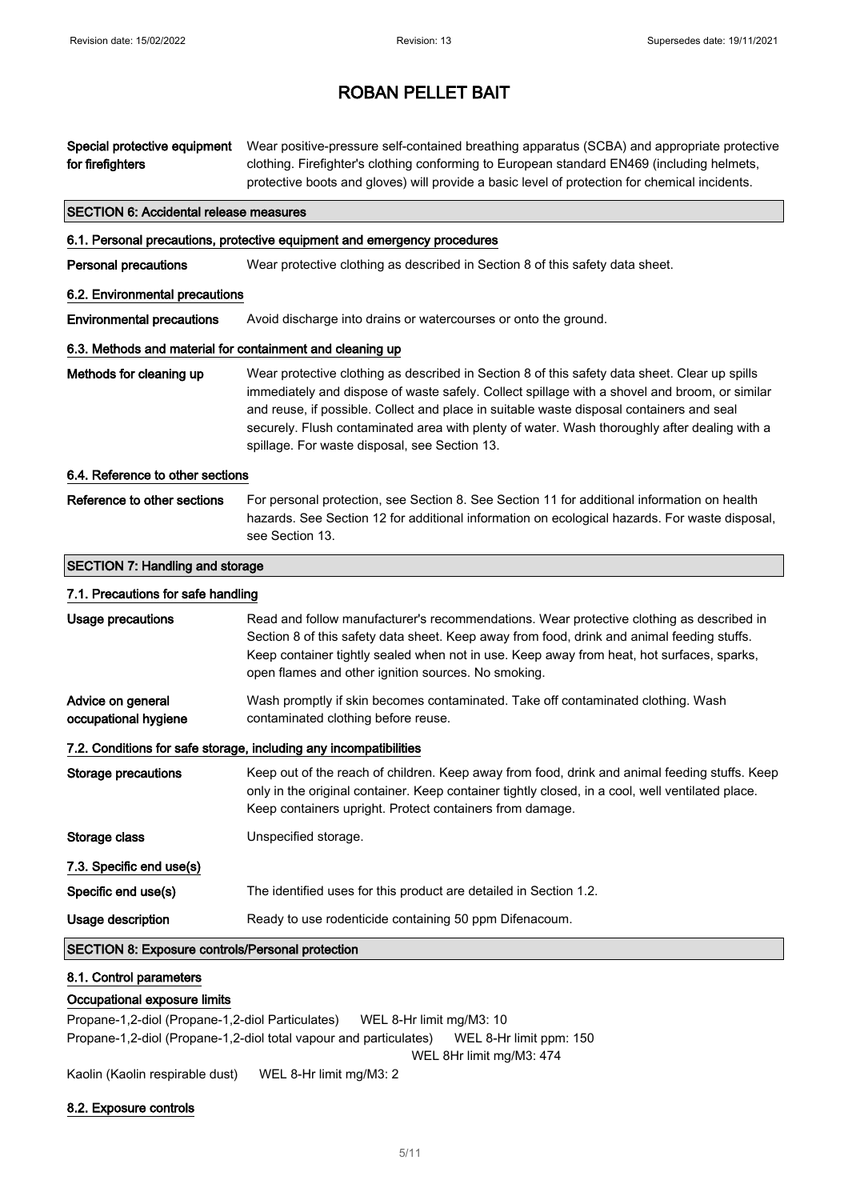# ROBAN PELLET BAIT

**Special protective equipment for firefighters** Wear positive-pressure self-contained breathing apparatus (SCBA) and appropriate protective clothing. Firefighter's clothing conforming to European standard EN469 (including helmets, protective boots and gloves) will provide a basic level of protection for chemical incidents.

## SECTION 6: Accidental release measures

### 6.1. Personal precautions, protective equipment and emergency procedures

**Personal precautions** Wear protective clothing as described in Section 8 of this safety data sheet.

### 6.2. Environmental precautions

**Environmental precautions** Avoid discharge into drains or watercourses or onto the ground.

### 6.3. Methods and material for containment and cleaning up

**Methods for cleaning up** Wear protective clothing as described in Section 8 of this safety data sheet. Clear up spills immediately and dispose of waste safely. Collect spillage with a shovel and broom, or similar and reuse, if possible. Collect and place in suitable waste disposal containers and seal securely. Flush contaminated area with plenty of water. Wash thoroughly after dealing with a spillage. For waste disposal, see Section 13.

### 6.4. Reference to other sections

**Reference to other sections** For personal protection, see Section 8. See Section 11 for additional information on health hazards. See Section 12 for additional information on ecological hazards. For waste disposal, see Section 13.

## SECTION 7: Handling and storage

### 7.1. Precautions for safe handling

**Usage precautions** Read and follow manufacturer's recommendations. Wear protective clothing as described in Section 8 of this safety data sheet. Keep away from food, drink and animal feeding stuffs. Keep container tightly sealed when not in use. Keep away from heat, hot surfaces, sparks, open flames and other ignition sources. No smoking.

**Advice on general occupational hygiene** Wash promptly if skin becomes contaminated. Take off contaminated clothing. Wash contaminated clothing before reuse.

### 7.2. Conditions for safe storage, including any incompatibilities

**Storage precautions** Keep out of the reach of children. Keep away from food, drink and animal feeding stuffs. Keep only in the original container. Keep container tightly closed, in a cool, well ventilated place. Keep containers upright. Protect containers from damage.

**Storage class** Unspecified storage.

### 7.3. Specific end use(s)

**Specific end use(s)** The identified uses for this product are detailed in Section 1.2.

**Usage description** Ready to use rodenticide containing 50 ppm Difenacoum.

## SECTION 8: Exposure controls/Personal protection

### 8.1. Control parameters

**Occupational exposure limits**

Propane-1,2-diol (Propane-1,2-diol Particulates) WEL 8-Hr limit mg/M3: 10

Propane-1,2-diol (Propane-1,2-diol total vapour and particulates) WEL 8-Hr limit ppm: 150
WEL 8Hr limit mg/M3: 474

Kaolin (Kaolin respirable dust) WEL 8-Hr limit mg/M3: 2

### 8.2. Exposure controls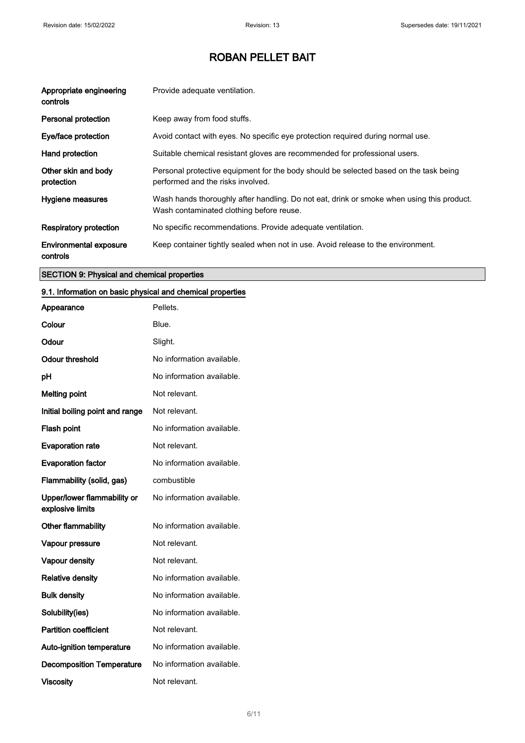| | |
|---|---|
| **Appropriate engineering controls** | Provide adequate ventilation. |
| **Personal protection** | Keep away from food stuffs. |
| **Eye/face protection** | Avoid contact with eyes. No specific eye protection required during normal use. |
| **Hand protection** | Suitable chemical resistant gloves are recommended for professional users. |
| **Other skin and body protection** | Personal protective equipment for the body should be selected based on the task being performed and the risks involved. |
| **Hygiene measures** | Wash hands thoroughly after handling. Do not eat, drink or smoke when using this product. Wash contaminated clothing before reuse. |
| **Respiratory protection** | No specific recommendations. Provide adequate ventilation. |
| **Environmental exposure controls** | Keep container tightly sealed when not in use. Avoid release to the environment. |

## SECTION 9: Physical and chemical properties

### 9.1. Information on basic physical and chemical properties

| | |
|---|---|
| **Appearance** | Pellets. |
| **Colour** | Blue. |
| **Odour** | Slight. |
| **Odour threshold** | No information available. |
| **pH** | No information available. |
| **Melting point** | Not relevant. |
| **Initial boiling point and range** | Not relevant. |
| **Flash point** | No information available. |
| **Evaporation rate** | Not relevant. |
| **Evaporation factor** | No information available. |
| **Flammability (solid, gas)** | combustible |
| **Upper/lower flammability or explosive limits** | No information available. |
| **Other flammability** | No information available. |
| **Vapour pressure** | Not relevant. |
| **Vapour density** | Not relevant. |
| **Relative density** | No information available. |
| **Bulk density** | No information available. |
| **Solubility(ies)** | No information available. |
| **Partition coefficient** | Not relevant. |
| **Auto-ignition temperature** | No information available. |
| **Decomposition Temperature** | No information available. |
| **Viscosity** | Not relevant. |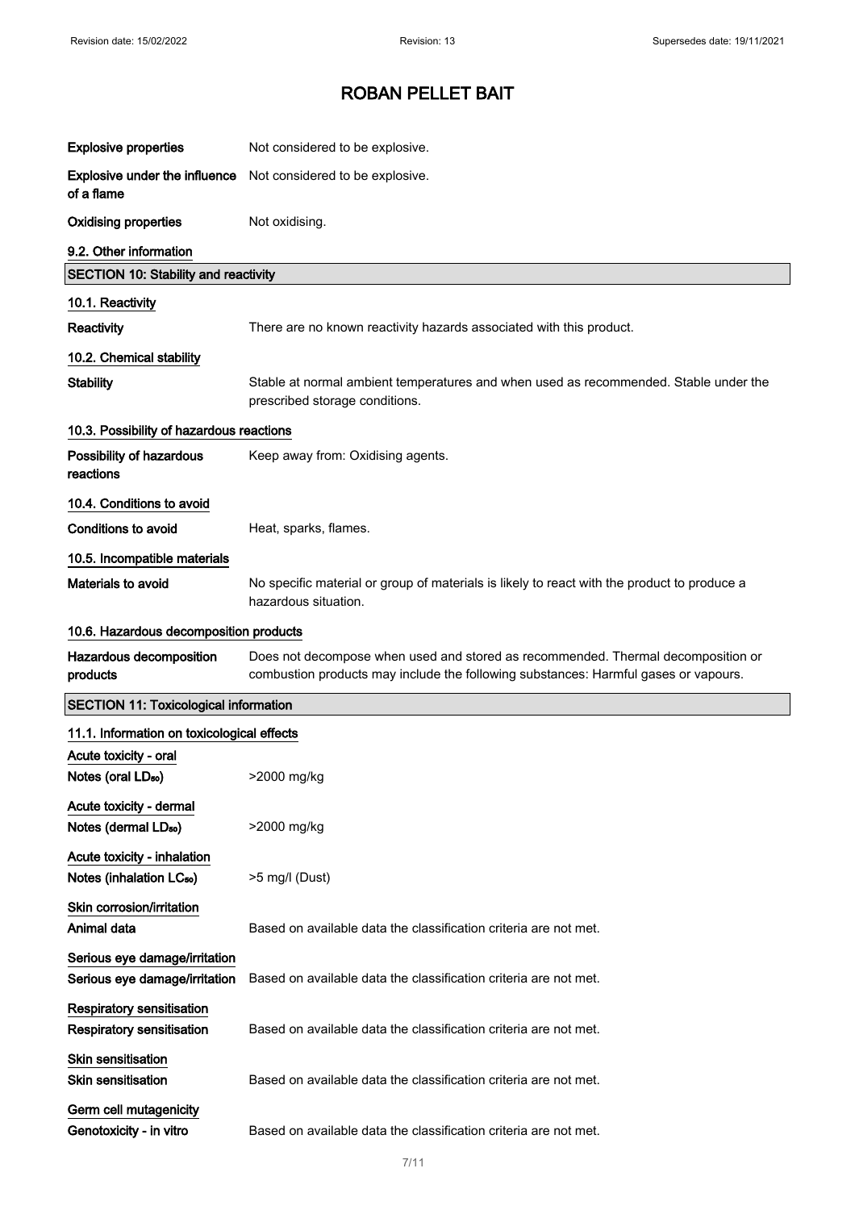| | |
|---|---|
| **Explosive properties** | Not considered to be explosive. |
| **Explosive under the influence of a flame** | Not considered to be explosive. |
| **Oxidising properties** | Not oxidising. |

**9.2. Other information**

## SECTION 10: Stability and reactivity

**10.1. Reactivity**

| | |
|---|---|
| **Reactivity** | There are no known reactivity hazards associated with this product. |

**10.2. Chemical stability**

| | |
|---|---|
| **Stability** | Stable at normal ambient temperatures and when used as recommended. Stable under the prescribed storage conditions. |

**10.3. Possibility of hazardous reactions**

| | |
|---|---|
| **Possibility of hazardous reactions** | Keep away from: Oxidising agents. |

**10.4. Conditions to avoid**

| | |
|---|---|
| **Conditions to avoid** | Heat, sparks, flames. |

**10.5. Incompatible materials**

| | |
|---|---|
| **Materials to avoid** | No specific material or group of materials is likely to react with the product to produce a hazardous situation. |

**10.6. Hazardous decomposition products**

| | |
|---|---|
| **Hazardous decomposition products** | Does not decompose when used and stored as recommended. Thermal decomposition or combustion products may include the following substances: Harmful gases or vapours. |

## SECTION 11: Toxicological information

**11.1. Information on toxicological effects**

**Acute toxicity - oral**

| | |
|---|---|
| **Notes (oral $LD_{50}$)** | >2000 mg/kg |

**Acute toxicity - dermal**

| | |
|---|---|
| **Notes (dermal $LD_{50}$)** | >2000 mg/kg |

**Acute toxicity - inhalation**

| | |
|---|---|
| **Notes (inhalation $LC_{50}$)** | >5 mg/l (Dust) |

**Skin corrosion/irritation**

| | |
|---|---|
| **Animal data** | Based on available data the classification criteria are not met. |

**Serious eye damage/irritation**

| | |
|---|---|
| **Serious eye damage/irritation** | Based on available data the classification criteria are not met. |

**Respiratory sensitisation**

| | |
|---|---|
| **Respiratory sensitisation** | Based on available data the classification criteria are not met. |

**Skin sensitisation**

| | |
|---|---|
| **Skin sensitisation** | Based on available data the classification criteria are not met. |

**Germ cell mutagenicity**

| | |
|---|---|
| **Genotoxicity - in vitro** | Based on available data the classification criteria are not met. |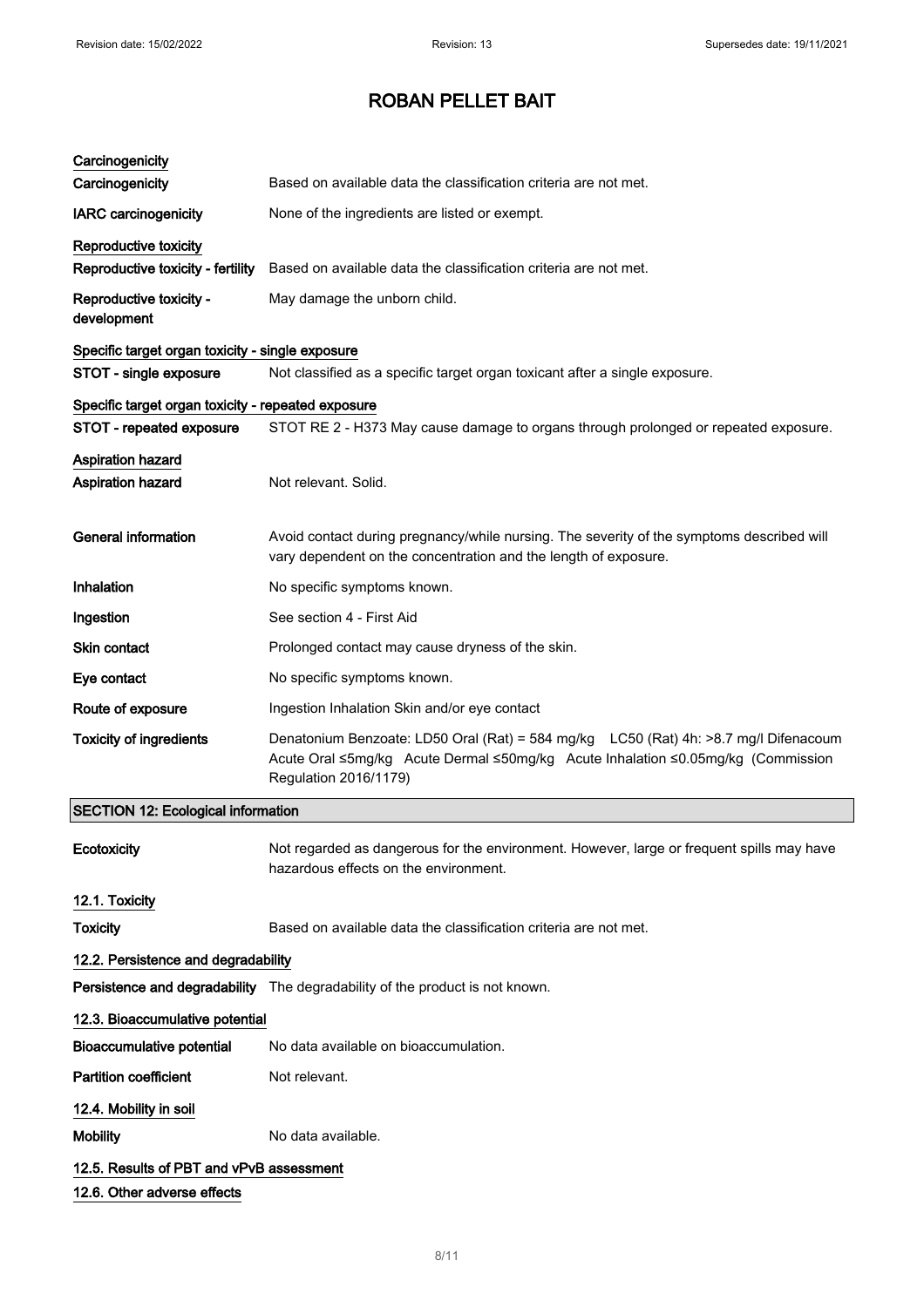# ROBAN PELLET BAIT

**Carcinogenicity**

| | |
|---|---|
| **Carcinogenicity** | Based on available data the classification criteria are not met. |
| **IARC carcinogenicity** | None of the ingredients are listed or exempt. |

**Reproductive toxicity**

| | |
|---|---|
| **Reproductive toxicity - fertility** | Based on available data the classification criteria are not met. |
| **Reproductive toxicity - development** | May damage the unborn child. |

**Specific target organ toxicity - single exposure**

| | |
|---|---|
| **STOT - single exposure** | Not classified as a specific target organ toxicant after a single exposure. |

**Specific target organ toxicity - repeated exposure**

| | |
|---|---|
| **STOT - repeated exposure** | STOT RE 2 - H373 May cause damage to organs through prolonged or repeated exposure. |

**Aspiration hazard**

| | |
|---|---|
| **Aspiration hazard** | Not relevant. Solid. |

| | |
|---|---|
| **General information** | Avoid contact during pregnancy/while nursing. The severity of the symptoms described will vary dependent on the concentration and the length of exposure. |
| **Inhalation** | No specific symptoms known. |
| **Ingestion** | See section 4 - First Aid |
| **Skin contact** | Prolonged contact may cause dryness of the skin. |
| **Eye contact** | No specific symptoms known. |
| **Route of exposure** | Ingestion Inhalation Skin and/or eye contact |
| **Toxicity of ingredients** | Denatonium Benzoate: LD50 Oral (Rat) = 584 mg/kg LC50 (Rat) 4h: >8.7 mg/l Difenacoum Acute Oral ≤5mg/kg Acute Dermal ≤50mg/kg Acute Inhalation ≤0.05mg/kg (Commission Regulation 2016/1179) |

## SECTION 12: Ecological information

| | |
|---|---|
| **Ecotoxicity** | Not regarded as dangerous for the environment. However, large or frequent spills may have hazardous effects on the environment. |

**12.1. Toxicity**

| | |
|---|---|
| **Toxicity** | Based on available data the classification criteria are not met. |

**12.2. Persistence and degradability**

| | |
|---|---|
| **Persistence and degradability** | The degradability of the product is not known. |

**12.3. Bioaccumulative potential**

| | |
|---|---|
| **Bioaccumulative potential** | No data available on bioaccumulation. |
| **Partition coefficient** | Not relevant. |

**12.4. Mobility in soil**

| | |
|---|---|
| **Mobility** | No data available. |

**12.5. Results of PBT and vPvB assessment**

**12.6. Other adverse effects**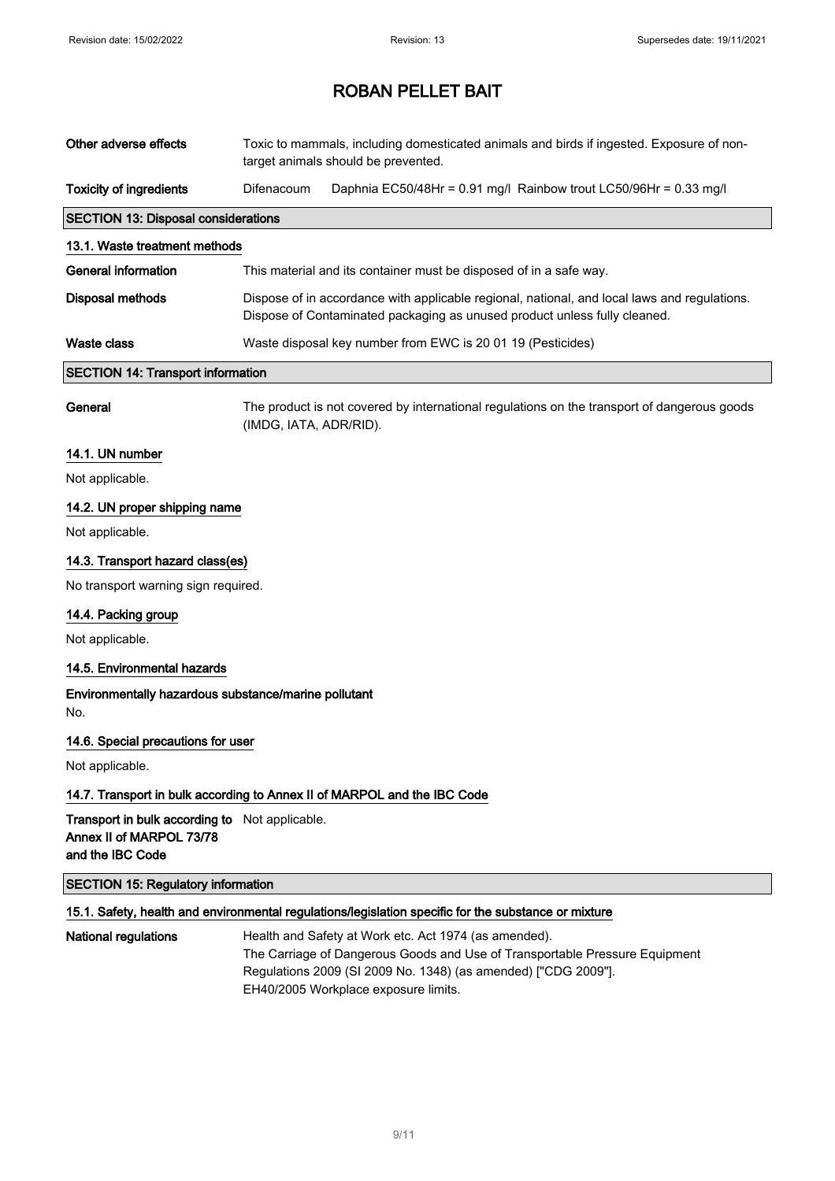| | |
|---|---|
| **Other adverse effects** | Toxic to mammals, including domesticated animals and birds if ingested. Exposure of non-target animals should be prevented. |
| **Toxicity of ingredients** | Difenacoum Daphnia EC50/48Hr = 0.91 mg/l Rainbow trout LC50/96Hr = 0.33 mg/l |

## SECTION 13: Disposal considerations

### 13.1. Waste treatment methods

| | |
|---|---|
| **General information** | This material and its container must be disposed of in a safe way. |
| **Disposal methods** | Dispose of in accordance with applicable regional, national, and local laws and regulations. Dispose of Contaminated packaging as unused product unless fully cleaned. |
| **Waste class** | Waste disposal key number from EWC is 20 01 19 (Pesticides) |

## SECTION 14: Transport information

| | |
|---|---|
| **General** | The product is not covered by international regulations on the transport of dangerous goods (IMDG, IATA, ADR/RID). |

### 14.1. UN number

Not applicable.

### 14.2. UN proper shipping name

Not applicable.

### 14.3. Transport hazard class(es)

No transport warning sign required.

### 14.4. Packing group

Not applicable.

### 14.5. Environmental hazards

**Environmentally hazardous substance/marine pollutant**

No.

### 14.6. Special precautions for user

Not applicable.

### 14.7. Transport in bulk according to Annex II of MARPOL and the IBC Code

| | |
|---|---|
| **Transport in bulk according to Annex II of MARPOL 73/78 and the IBC Code** | Not applicable. |

## SECTION 15: Regulatory information

### 15.1. Safety, health and environmental regulations/legislation specific for the substance or mixture

| | |
|---|---|
| **National regulations** | Health and Safety at Work etc. Act 1974 (as amended).<br>The Carriage of Dangerous Goods and Use of Transportable Pressure Equipment Regulations 2009 (SI 2009 No. 1348) (as amended) ["CDG 2009"].<br>EH40/2005 Workplace exposure limits. |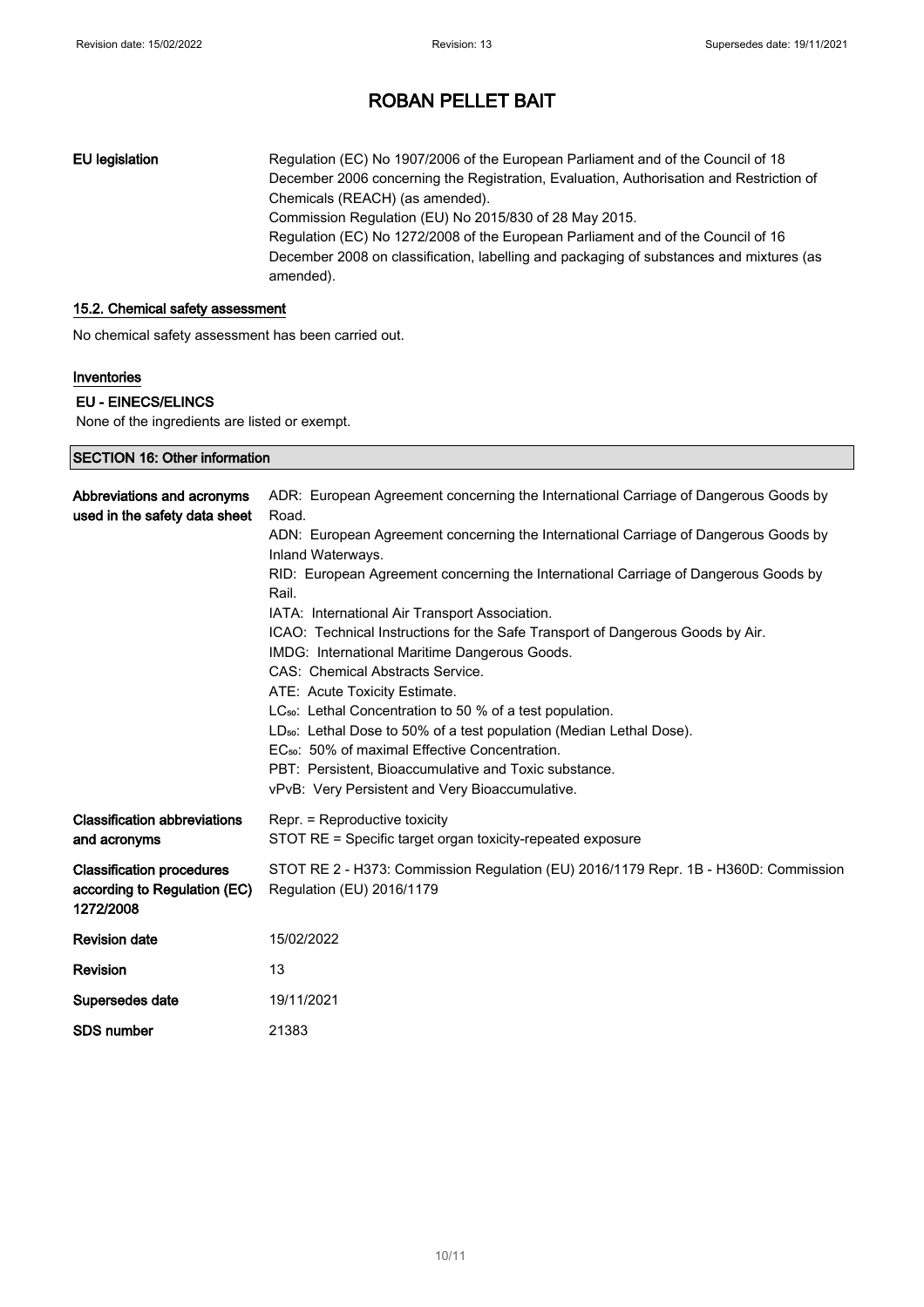| | |
|---|---|
| **EU legislation** | Regulation (EC) No 1907/2006 of the European Parliament and of the Council of 18 December 2006 concerning the Registration, Evaluation, Authorisation and Restriction of Chemicals (REACH) (as amended).<br>Commission Regulation (EU) No 2015/830 of 28 May 2015.<br>Regulation (EC) No 1272/2008 of the European Parliament and of the Council of 16 December 2008 on classification, labelling and packaging of substances and mixtures (as amended). |

### 15.2. Chemical safety assessment

No chemical safety assessment has been carried out.

#### Inventories

**EU - EINECS/ELINCS**

None of the ingredients are listed or exempt.

## SECTION 16: Other information

| | |
|---|---|
| **Abbreviations and acronyms used in the safety data sheet** | ADR: European Agreement concerning the International Carriage of Dangerous Goods by Road.<br>ADN: European Agreement concerning the International Carriage of Dangerous Goods by Inland Waterways.<br>RID: European Agreement concerning the International Carriage of Dangerous Goods by Rail.<br>IATA: International Air Transport Association.<br>ICAO: Technical Instructions for the Safe Transport of Dangerous Goods by Air.<br>IMDG: International Maritime Dangerous Goods.<br>CAS: Chemical Abstracts Service.<br>ATE: Acute Toxicity Estimate.<br>$LC_{50}$: Lethal Concentration to 50 % of a test population.<br>$LD_{50}$: Lethal Dose to 50% of a test population (Median Lethal Dose).<br>$EC_{50}$: 50% of maximal Effective Concentration.<br>PBT: Persistent, Bioaccumulative and Toxic substance.<br>vPvB: Very Persistent and Very Bioaccumulative. |
| **Classification abbreviations and acronyms** | Repr. = Reproductive toxicity<br>STOT RE = Specific target organ toxicity-repeated exposure |
| **Classification procedures according to Regulation (EC) 1272/2008** | STOT RE 2 - H373: Commission Regulation (EU) 2016/1179 Repr. 1B - H360D: Commission Regulation (EU) 2016/1179 |
| **Revision date** | 15/02/2022 |
| **Revision** | 13 |
| **Supersedes date** | 19/11/2021 |
| **SDS number** | 21383 |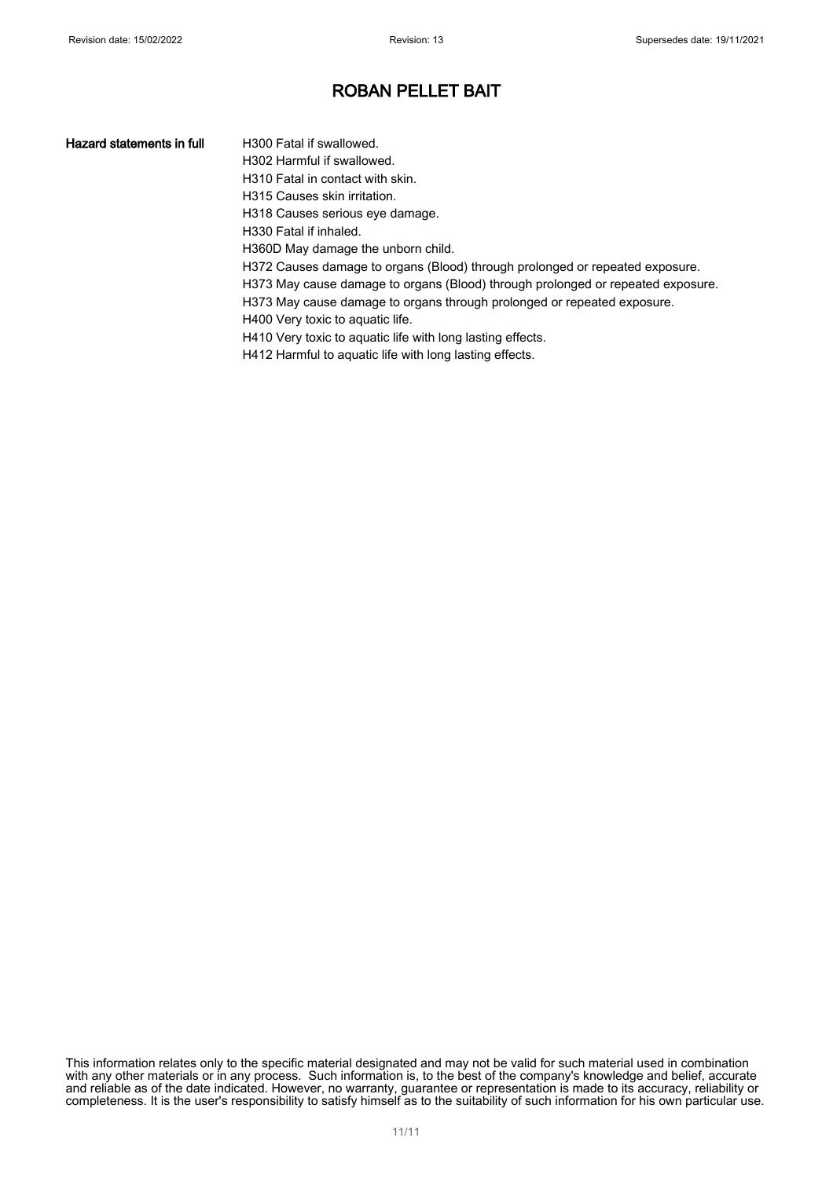# ROBAN PELLET BAIT

**Hazard statements in full**

H300 Fatal if swallowed.
H302 Harmful if swallowed.
H310 Fatal in contact with skin.
H315 Causes skin irritation.
H318 Causes serious eye damage.
H330 Fatal if inhaled.
H360D May damage the unborn child.
H372 Causes damage to organs (Blood) through prolonged or repeated exposure.
H373 May cause damage to organs (Blood) through prolonged or repeated exposure.
H373 May cause damage to organs through prolonged or repeated exposure.
H400 Very toxic to aquatic life.
H410 Very toxic to aquatic life with long lasting effects.
H412 Harmful to aquatic life with long lasting effects.

This information relates only to the specific material designated and may not be valid for such material used in combination with any other materials or in any process. Such information is, to the best of the company's knowledge and belief, accurate and reliable as of the date indicated. However, no warranty, guarantee or representation is made to its accuracy, reliability or completeness. It is the user's responsibility to satisfy himself as to the suitability of such information for his own particular use.